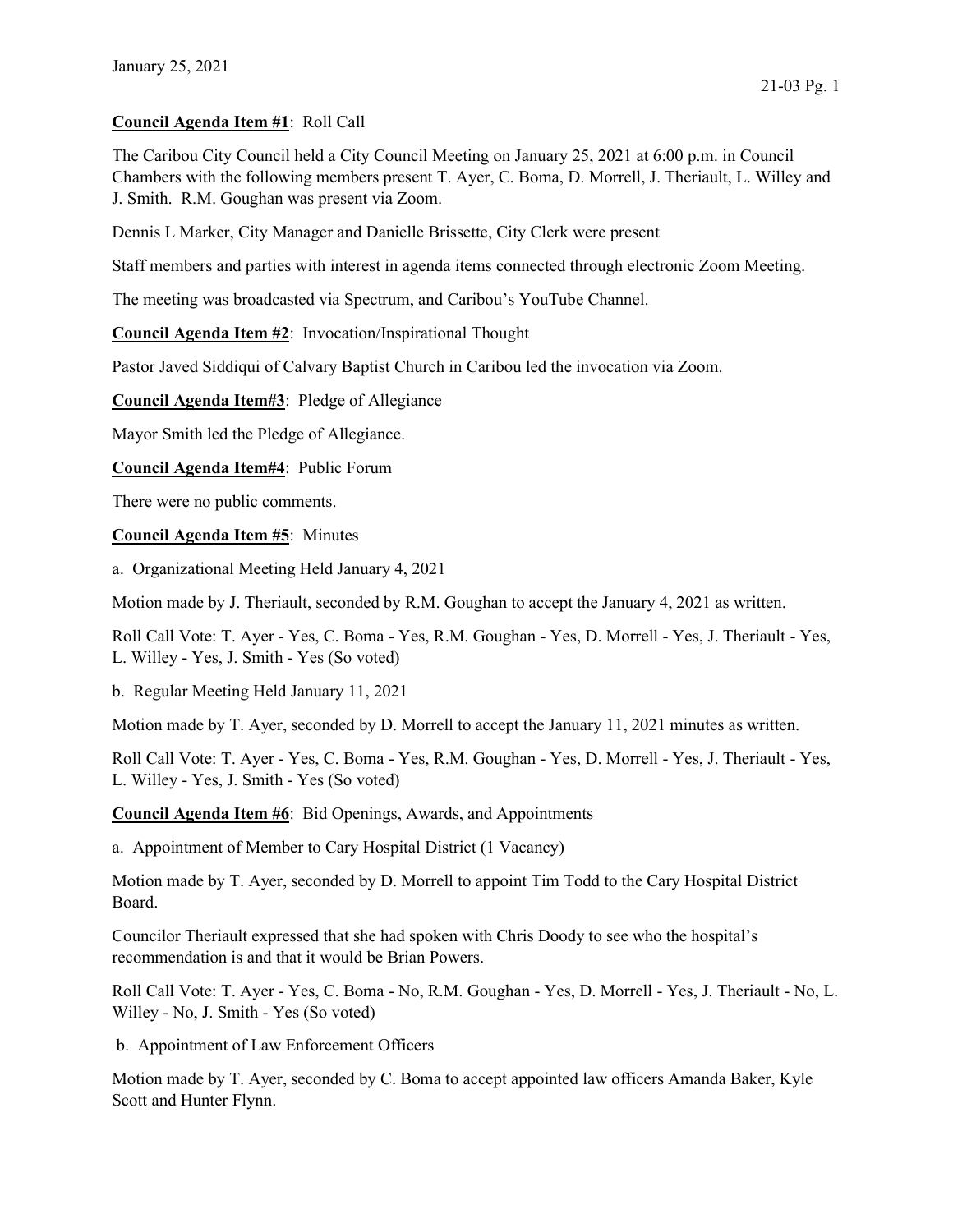January 25, 2021

**Council Agenda Item #1**: Roll Call

The Caribou City Council held a City Council Meeting on January 25, 2021 at 6:00 p.m. in Council Chambers with the following members present T. Ayer, C. Boma, D. Morrell, J. Theriault, L. Willey and J. Smith. R.M. Goughan was present via Zoom.

Dennis L Marker, City Manager and Danielle Brissette, City Clerk were present

Staff members and parties with interest in agenda items connected through electronic Zoom Meeting.

The meeting was broadcasted via Spectrum, and Caribou's YouTube Channel.

**Council Agenda Item #2**: Invocation/Inspirational Thought

Pastor Javed Siddiqui of Calvary Baptist Church in Caribou led the invocation via Zoom.

**Council Agenda Item#3**: Pledge of Allegiance

Mayor Smith led the Pledge of Allegiance.

**Council Agenda Item#4**: Public Forum

There were no public comments.

**Council Agenda Item #5**: Minutes

a. Organizational Meeting Held January 4, 2021

Motion made by J. Theriault, seconded by R.M. Goughan to accept the January 4, 2021 as written.

Roll Call Vote: T. Ayer - Yes, C. Boma - Yes, R.M. Goughan - Yes, D. Morrell - Yes, J. Theriault - Yes, L. Willey - Yes, J. Smith - Yes (So voted)

b. Regular Meeting Held January 11, 2021

Motion made by T. Ayer, seconded by D. Morrell to accept the January 11, 2021 minutes as written.

Roll Call Vote: T. Ayer - Yes, C. Boma - Yes, R.M. Goughan - Yes, D. Morrell - Yes, J. Theriault - Yes, L. Willey - Yes, J. Smith - Yes (So voted)

**Council Agenda Item #6**: Bid Openings, Awards, and Appointments

a. Appointment of Member to Cary Hospital District (1 Vacancy)

Motion made by T. Ayer, seconded by D. Morrell to appoint Tim Todd to the Cary Hospital District Board.

Councilor Theriault expressed that she had spoken with Chris Doody to see who the hospital's recommendation is and that it would be Brian Powers.

Roll Call Vote: T. Ayer - Yes, C. Boma - No, R.M. Goughan - Yes, D. Morrell - Yes, J. Theriault - No, L. Willey - No, J. Smith - Yes (So voted)

b. Appointment of Law Enforcement Officers

Motion made by T. Ayer, seconded by C. Boma to accept appointed law officers Amanda Baker, Kyle Scott and Hunter Flynn.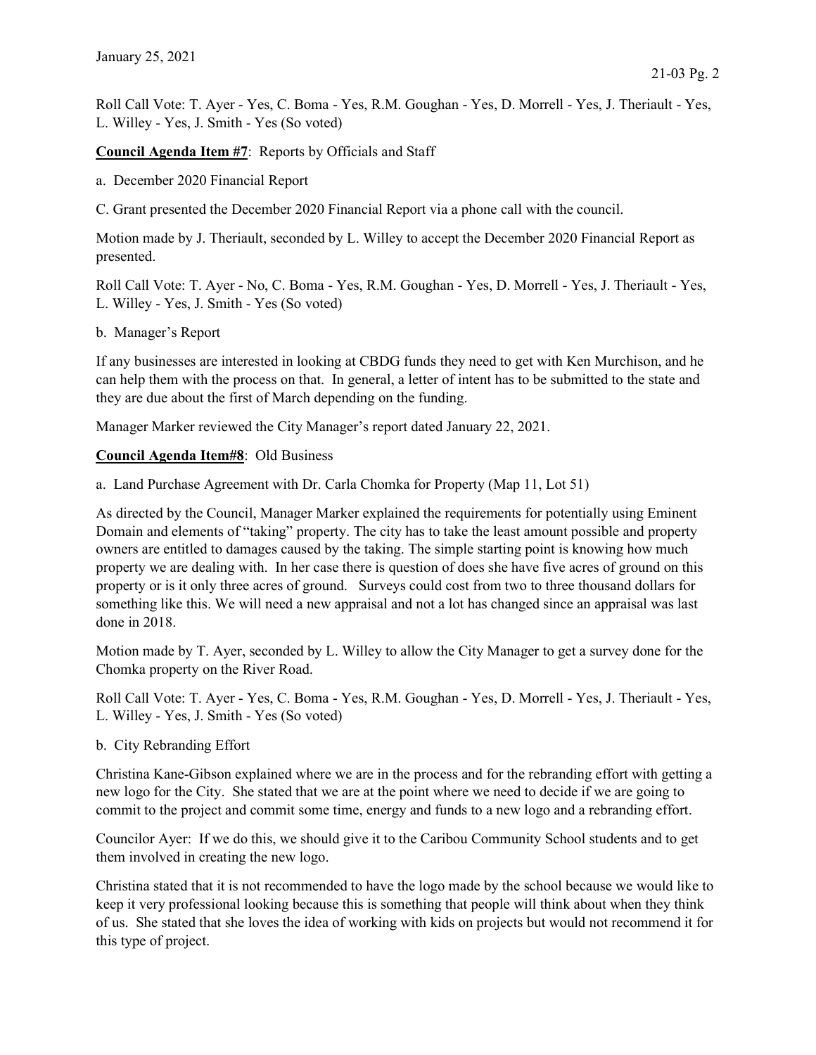Roll Call Vote: T. Ayer - Yes, C. Boma - Yes, R.M. Goughan - Yes, D. Morrell - Yes, J. Theriault - Yes, L. Willey - Yes, J. Smith - Yes (So voted)

**Council Agenda Item #7**: Reports by Officials and Staff

a. December 2020 Financial Report

C. Grant presented the December 2020 Financial Report via a phone call with the council.

Motion made by J. Theriault, seconded by L. Willey to accept the December 2020 Financial Report as presented.

Roll Call Vote: T. Ayer - No, C. Boma - Yes, R.M. Goughan - Yes, D. Morrell - Yes, J. Theriault - Yes, L. Willey - Yes, J. Smith - Yes (So voted)

b. Manager's Report

If any businesses are interested in looking at CBDG funds they need to get with Ken Murchison, and he can help them with the process on that. In general, a letter of intent has to be submitted to the state and they are due about the first of March depending on the funding.

Manager Marker reviewed the City Manager's report dated January 22, 2021.

**Council Agenda Item#8**: Old Business

a. Land Purchase Agreement with Dr. Carla Chomka for Property (Map 11, Lot 51)

As directed by the Council, Manager Marker explained the requirements for potentially using Eminent Domain and elements of "taking" property. The city has to take the least amount possible and property owners are entitled to damages caused by the taking. The simple starting point is knowing how much property we are dealing with. In her case there is question of does she have five acres of ground on this property or is it only three acres of ground. Surveys could cost from two to three thousand dollars for something like this. We will need a new appraisal and not a lot has changed since an appraisal was last done in 2018.

Motion made by T. Ayer, seconded by L. Willey to allow the City Manager to get a survey done for the Chomka property on the River Road.

Roll Call Vote: T. Ayer - Yes, C. Boma - Yes, R.M. Goughan - Yes, D. Morrell - Yes, J. Theriault - Yes, L. Willey - Yes, J. Smith - Yes (So voted)

b. City Rebranding Effort

Christina Kane-Gibson explained where we are in the process and for the rebranding effort with getting a new logo for the City. She stated that we are at the point where we need to decide if we are going to commit to the project and commit some time, energy and funds to a new logo and a rebranding effort.

Councilor Ayer: If we do this, we should give it to the Caribou Community School students and to get them involved in creating the new logo.

Christina stated that it is not recommended to have the logo made by the school because we would like to keep it very professional looking because this is something that people will think about when they think of us. She stated that she loves the idea of working with kids on projects but would not recommend it for this type of project.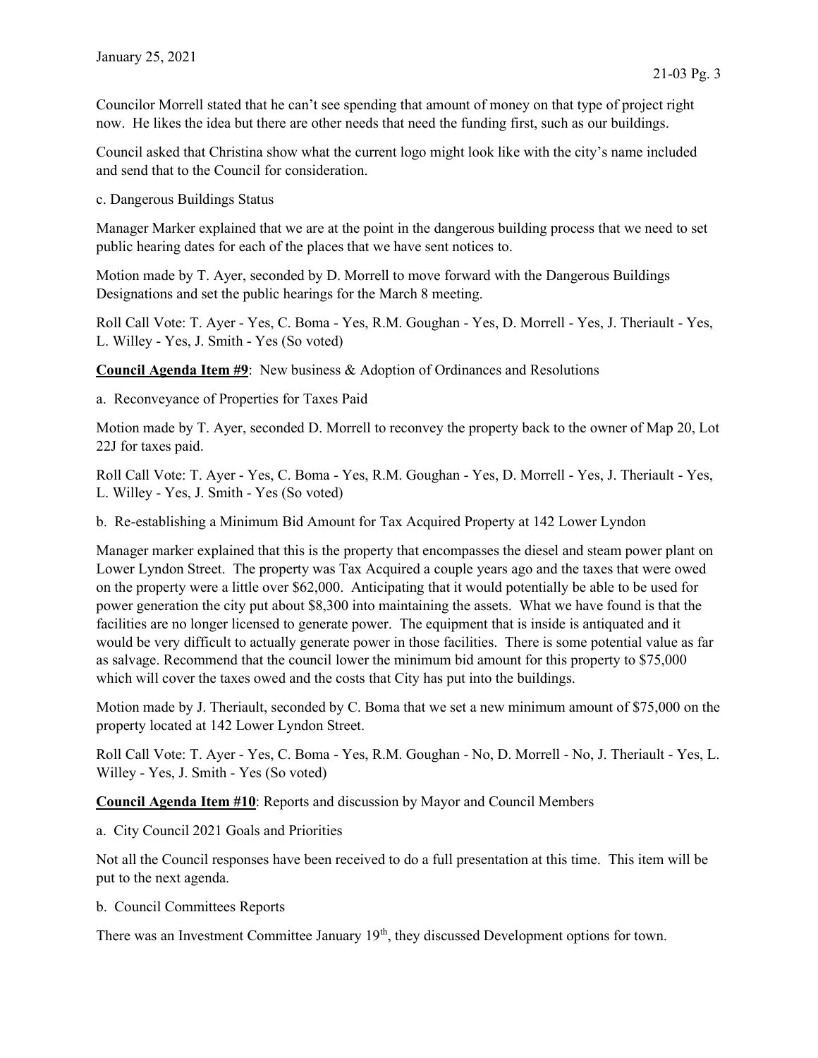Councilor Morrell stated that he can't see spending that amount of money on that type of project right now. He likes the idea but there are other needs that need the funding first, such as our buildings.

Council asked that Christina show what the current logo might look like with the city's name included and send that to the Council for consideration.

c. Dangerous Buildings Status

Manager Marker explained that we are at the point in the dangerous building process that we need to set public hearing dates for each of the places that we have sent notices to.

Motion made by T. Ayer, seconded by D. Morrell to move forward with the Dangerous Buildings Designations and set the public hearings for the March 8 meeting.

Roll Call Vote: T. Ayer - Yes, C. Boma - Yes, R.M. Goughan - Yes, D. Morrell - Yes, J. Theriault - Yes, L. Willey - Yes, J. Smith - Yes (So voted)

**Council Agenda Item #9**: New business & Adoption of Ordinances and Resolutions

a. Reconveyance of Properties for Taxes Paid

Motion made by T. Ayer, seconded D. Morrell to reconvey the property back to the owner of Map 20, Lot 22J for taxes paid.

Roll Call Vote: T. Ayer - Yes, C. Boma - Yes, R.M. Goughan - Yes, D. Morrell - Yes, J. Theriault - Yes, L. Willey - Yes, J. Smith - Yes (So voted)

b. Re-establishing a Minimum Bid Amount for Tax Acquired Property at 142 Lower Lyndon

Manager marker explained that this is the property that encompasses the diesel and steam power plant on Lower Lyndon Street. The property was Tax Acquired a couple years ago and the taxes that were owed on the property were a little over $62,000. Anticipating that it would potentially be able to be used for power generation the city put about $8,300 into maintaining the assets. What we have found is that the facilities are no longer licensed to generate power. The equipment that is inside is antiquated and it would be very difficult to actually generate power in those facilities. There is some potential value as far as salvage. Recommend that the council lower the minimum bid amount for this property to $75,000 which will cover the taxes owed and the costs that City has put into the buildings.

Motion made by J. Theriault, seconded by C. Boma that we set a new minimum amount of $75,000 on the property located at 142 Lower Lyndon Street.

Roll Call Vote: T. Ayer - Yes, C. Boma - Yes, R.M. Goughan - No, D. Morrell - No, J. Theriault - Yes, L. Willey - Yes, J. Smith - Yes (So voted)

**Council Agenda Item #10**: Reports and discussion by Mayor and Council Members

a. City Council 2021 Goals and Priorities

Not all the Council responses have been received to do a full presentation at this time. This item will be put to the next agenda.

b. Council Committees Reports

There was an Investment Committee January 19th, they discussed Development options for town.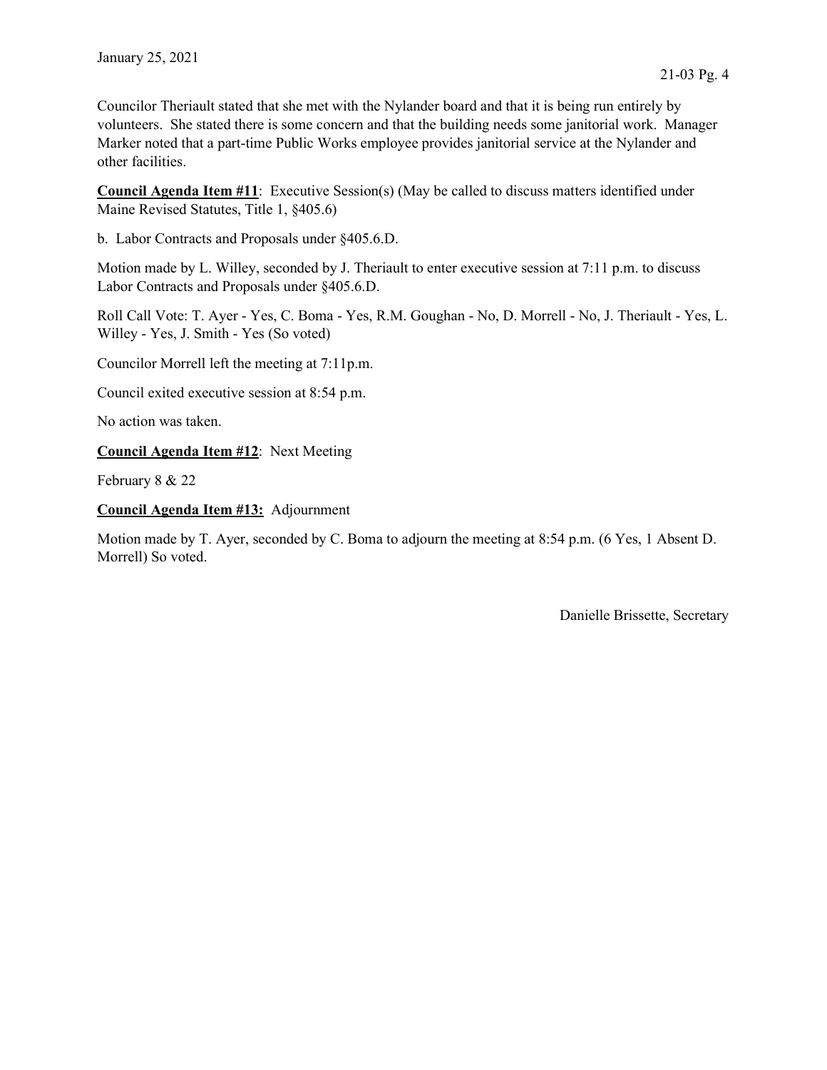Councilor Theriault stated that she met with the Nylander board and that it is being run entirely by volunteers. She stated there is some concern and that the building needs some janitorial work. Manager Marker noted that a part-time Public Works employee provides janitorial service at the Nylander and other facilities.

**Council Agenda Item #11**: Executive Session(s) (May be called to discuss matters identified under Maine Revised Statutes, Title 1, §405.6)

b. Labor Contracts and Proposals under §405.6.D.

Motion made by L. Willey, seconded by J. Theriault to enter executive session at 7:11 p.m. to discuss Labor Contracts and Proposals under §405.6.D.

Roll Call Vote: T. Ayer - Yes, C. Boma - Yes, R.M. Goughan - No, D. Morrell - No, J. Theriault - Yes, L. Willey - Yes, J. Smith - Yes (So voted)

Councilor Morrell left the meeting at 7:11p.m.

Council exited executive session at 8:54 p.m.

No action was taken.

**Council Agenda Item #12**: Next Meeting

February 8 & 22

**Council Agenda Item #13:** Adjournment

Motion made by T. Ayer, seconded by C. Boma to adjourn the meeting at 8:54 p.m. (6 Yes, 1 Absent D. Morrell) So voted.

Danielle Brissette, Secretary